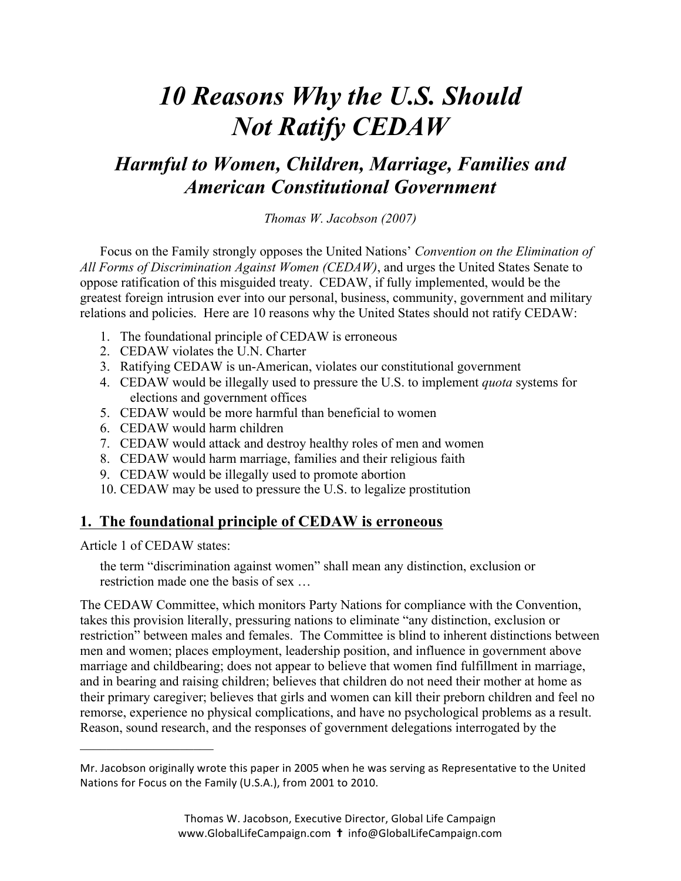# *10 Reasons Why the U.S. Should Not Ratify CEDAW*

## *Harmful to Women, Children, Marriage, Families and American Constitutional Government*

*Thomas W. Jacobson (2007)*

Focus on the Family strongly opposes the United Nations' *Convention on the Elimination of All Forms of Discrimination Against Women (CEDAW)*, and urges the United States Senate to oppose ratification of this misguided treaty. CEDAW, if fully implemented, would be the greatest foreign intrusion ever into our personal, business, community, government and military relations and policies. Here are 10 reasons why the United States should not ratify CEDAW:

1. The foundational principle of CEDAW is erroneous
2. CEDAW violates the U.N. Charter
3. Ratifying CEDAW is un-American, violates our constitutional government
4. CEDAW would be illegally used to pressure the U.S. to implement *quota* systems for elections and government offices
5. CEDAW would be more harmful than beneficial to women
6. CEDAW would harm children
7. CEDAW would attack and destroy healthy roles of men and women
8. CEDAW would harm marriage, families and their religious faith
9. CEDAW would be illegally used to promote abortion
10. CEDAW may be used to pressure the U.S. to legalize prostitution

## 1. The foundational principle of CEDAW is erroneous

Article 1 of CEDAW states:

> the term "discrimination against women" shall mean any distinction, exclusion or restriction made one the basis of sex …

The CEDAW Committee, which monitors Party Nations for compliance with the Convention, takes this provision literally, pressuring nations to eliminate "any distinction, exclusion or restriction" between males and females. The Committee is blind to inherent distinctions between men and women; places employment, leadership position, and influence in government above marriage and childbearing; does not appear to believe that women find fulfillment in marriage, and in bearing and raising children; believes that children do not need their mother at home as their primary caregiver; believes that girls and women can kill their preborn children and feel no remorse, experience no physical complications, and have no psychological problems as a result. Reason, sound research, and the responses of government delegations interrogated by the

---

Mr. Jacobson originally wrote this paper in 2005 when he was serving as Representative to the United Nations for Focus on the Family (U.S.A.), from 2001 to 2010.

Thomas W. Jacobson, Executive Director, Global Life Campaign
www.GlobalLifeCampaign.com ✝ info@GlobalLifeCampaign.com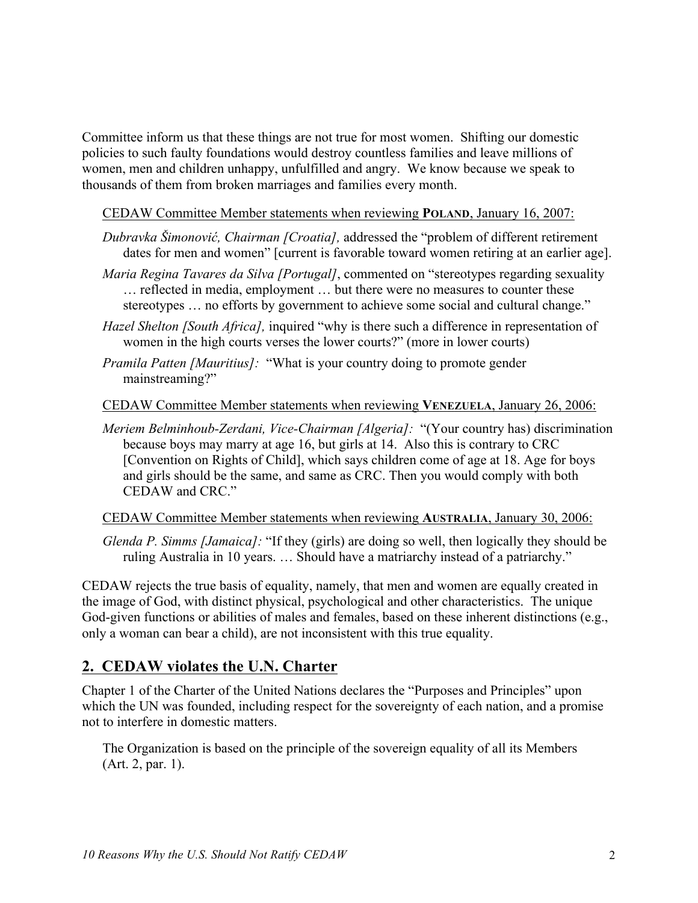Committee inform us that these things are not true for most women. Shifting our domestic policies to such faulty foundations would destroy countless families and leave millions of women, men and children unhappy, unfulfilled and angry. We know because we speak to thousands of them from broken marriages and families every month.

<u>CEDAW Committee Member statements when reviewing **POLAND**, January 16, 2007:</u>

*Dubravka Šimonović, Chairman [Croatia],* addressed the "problem of different retirement dates for men and women" [current is favorable toward women retiring at an earlier age].

*Maria Regina Tavares da Silva [Portugal]*, commented on "stereotypes regarding sexuality … reflected in media, employment … but there were no measures to counter these stereotypes … no efforts by government to achieve some social and cultural change."

*Hazel Shelton [South Africa],* inquired "why is there such a difference in representation of women in the high courts verses the lower courts?" (more in lower courts)

*Pramila Patten [Mauritius]:* "What is your country doing to promote gender mainstreaming?"

<u>CEDAW Committee Member statements when reviewing **VENEZUELA**, January 26, 2006:</u>

*Meriem Belminhoub-Zerdani, Vice-Chairman [Algeria]:* "(Your country has) discrimination because boys may marry at age 16, but girls at 14. Also this is contrary to CRC [Convention on Rights of Child], which says children come of age at 18. Age for boys and girls should be the same, and same as CRC. Then you would comply with both CEDAW and CRC."

<u>CEDAW Committee Member statements when reviewing **AUSTRALIA**, January 30, 2006:</u>

*Glenda P. Simms [Jamaica]:* "If they (girls) are doing so well, then logically they should be ruling Australia in 10 years. … Should have a matriarchy instead of a patriarchy."

CEDAW rejects the true basis of equality, namely, that men and women are equally created in the image of God, with distinct physical, psychological and other characteristics. The unique God-given functions or abilities of males and females, based on these inherent distinctions (e.g., only a woman can bear a child), are not inconsistent with this true equality.

## 2. CEDAW violates the U.N. Charter

Chapter 1 of the Charter of the United Nations declares the "Purposes and Principles" upon which the UN was founded, including respect for the sovereignty of each nation, and a promise not to interfere in domestic matters.

> The Organization is based on the principle of the sovereign equality of all its Members (Art. 2, par. 1).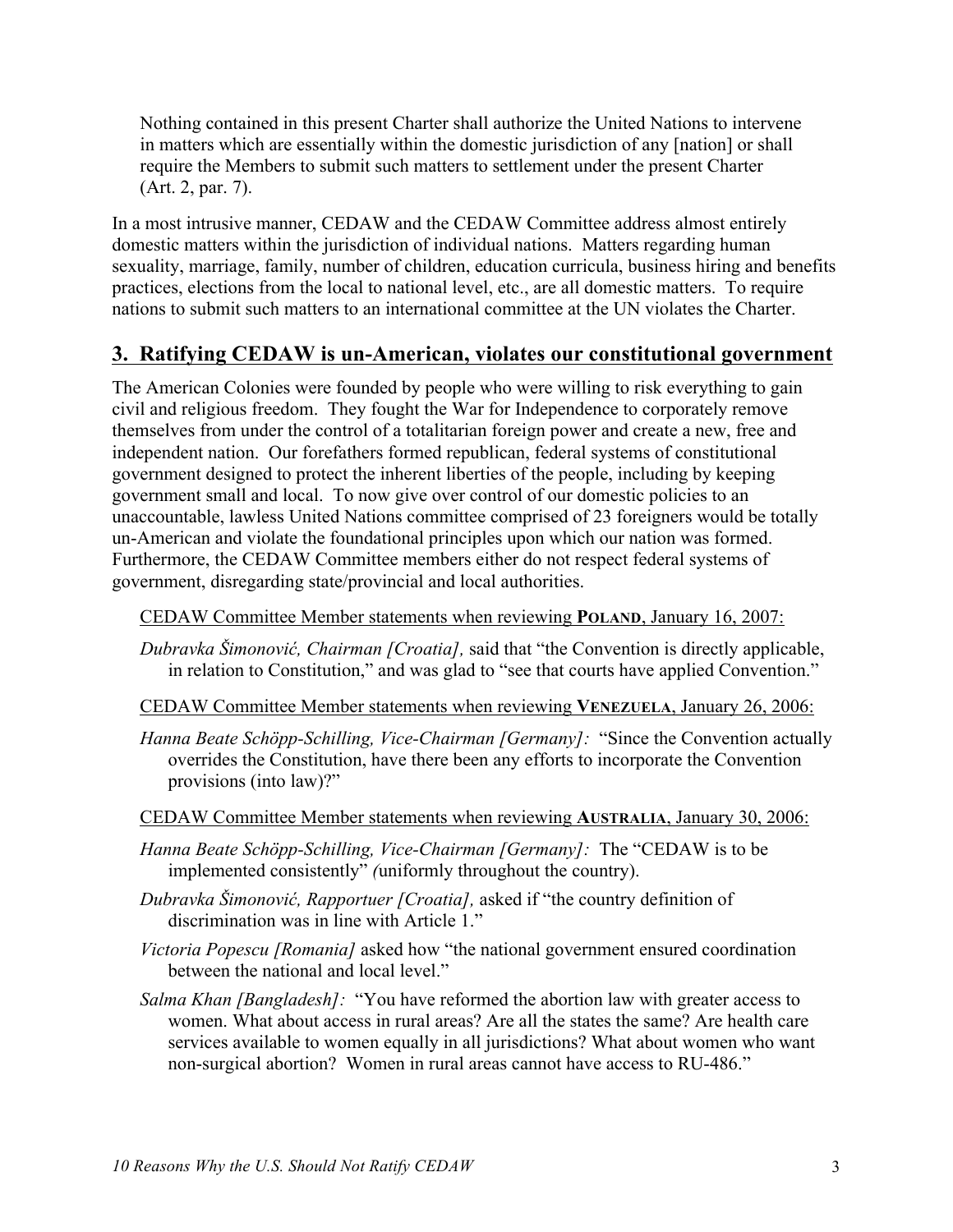Nothing contained in this present Charter shall authorize the United Nations to intervene in matters which are essentially within the domestic jurisdiction of any [nation] or shall require the Members to submit such matters to settlement under the present Charter (Art. 2, par. 7).

In a most intrusive manner, CEDAW and the CEDAW Committee address almost entirely domestic matters within the jurisdiction of individual nations. Matters regarding human sexuality, marriage, family, number of children, education curricula, business hiring and benefits practices, elections from the local to national level, etc., are all domestic matters. To require nations to submit such matters to an international committee at the UN violates the Charter.

## 3. Ratifying CEDAW is un-American, violates our constitutional government

The American Colonies were founded by people who were willing to risk everything to gain civil and religious freedom. They fought the War for Independence to corporately remove themselves from under the control of a totalitarian foreign power and create a new, free and independent nation. Our forefathers formed republican, federal systems of constitutional government designed to protect the inherent liberties of the people, including by keeping government small and local. To now give over control of our domestic policies to an unaccountable, lawless United Nations committee comprised of 23 foreigners would be totally un-American and violate the foundational principles upon which our nation was formed. Furthermore, the CEDAW Committee members either do not respect federal systems of government, disregarding state/provincial and local authorities.

CEDAW Committee Member statements when reviewing **POLAND**, January 16, 2007:

*Dubravka Šimonović, Chairman [Croatia],* said that "the Convention is directly applicable, in relation to Constitution," and was glad to "see that courts have applied Convention."

CEDAW Committee Member statements when reviewing **VENEZUELA**, January 26, 2006:

*Hanna Beate Schöpp-Schilling, Vice-Chairman [Germany]:* "Since the Convention actually overrides the Constitution, have there been any efforts to incorporate the Convention provisions (into law)?"

CEDAW Committee Member statements when reviewing **AUSTRALIA**, January 30, 2006:

*Hanna Beate Schöpp-Schilling, Vice-Chairman [Germany]:* The "CEDAW is to be implemented consistently" *(*uniformly throughout the country).

*Dubravka Šimonović, Rapportuer [Croatia],* asked if "the country definition of discrimination was in line with Article 1."

*Victoria Popescu [Romania]* asked how "the national government ensured coordination between the national and local level."

*Salma Khan [Bangladesh]:* "You have reformed the abortion law with greater access to women. What about access in rural areas? Are all the states the same? Are health care services available to women equally in all jurisdictions? What about women who want non-surgical abortion? Women in rural areas cannot have access to RU-486."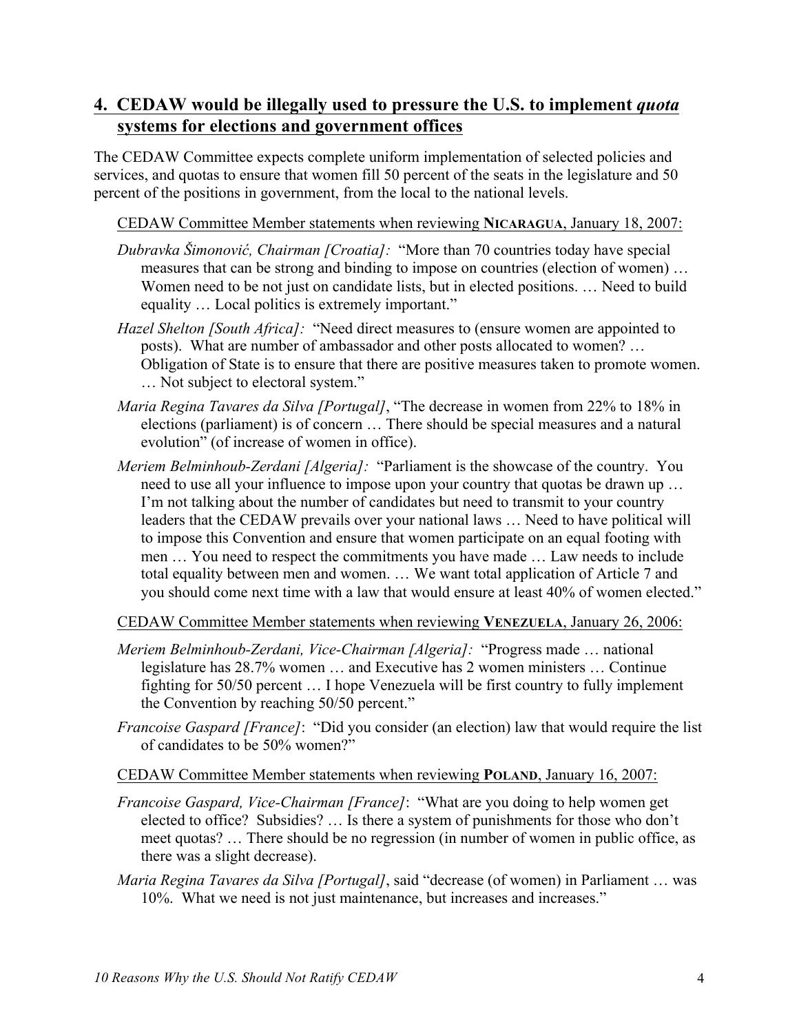## 4. CEDAW would be illegally used to pressure the U.S. to implement *quota* systems for elections and government offices

The CEDAW Committee expects complete uniform implementation of selected policies and services, and quotas to ensure that women fill 50 percent of the seats in the legislature and 50 percent of the positions in government, from the local to the national levels.

CEDAW Committee Member statements when reviewing **NICARAGUA**, January 18, 2007:

*Dubravka Šimonović, Chairman [Croatia]:* "More than 70 countries today have special measures that can be strong and binding to impose on countries (election of women) … Women need to be not just on candidate lists, but in elected positions. … Need to build equality … Local politics is extremely important."

*Hazel Shelton [South Africa]:* "Need direct measures to (ensure women are appointed to posts). What are number of ambassador and other posts allocated to women? … Obligation of State is to ensure that there are positive measures taken to promote women. … Not subject to electoral system."

*Maria Regina Tavares da Silva [Portugal]*, "The decrease in women from 22% to 18% in elections (parliament) is of concern … There should be special measures and a natural evolution" (of increase of women in office).

*Meriem Belminhoub-Zerdani [Algeria]:* "Parliament is the showcase of the country. You need to use all your influence to impose upon your country that quotas be drawn up … I'm not talking about the number of candidates but need to transmit to your country leaders that the CEDAW prevails over your national laws … Need to have political will to impose this Convention and ensure that women participate on an equal footing with men … You need to respect the commitments you have made … Law needs to include total equality between men and women. … We want total application of Article 7 and you should come next time with a law that would ensure at least 40% of women elected."

CEDAW Committee Member statements when reviewing **VENEZUELA**, January 26, 2006:

*Meriem Belminhoub-Zerdani, Vice-Chairman [Algeria]:* "Progress made … national legislature has 28.7% women … and Executive has 2 women ministers … Continue fighting for 50/50 percent … I hope Venezuela will be first country to fully implement the Convention by reaching 50/50 percent."

*Francoise Gaspard [France]*: "Did you consider (an election) law that would require the list of candidates to be 50% women?"

CEDAW Committee Member statements when reviewing **POLAND**, January 16, 2007:

*Francoise Gaspard, Vice-Chairman [France]*: "What are you doing to help women get elected to office? Subsidies? … Is there a system of punishments for those who don't meet quotas? … There should be no regression (in number of women in public office, as there was a slight decrease).

*Maria Regina Tavares da Silva [Portugal]*, said "decrease (of women) in Parliament … was 10%. What we need is not just maintenance, but increases and increases."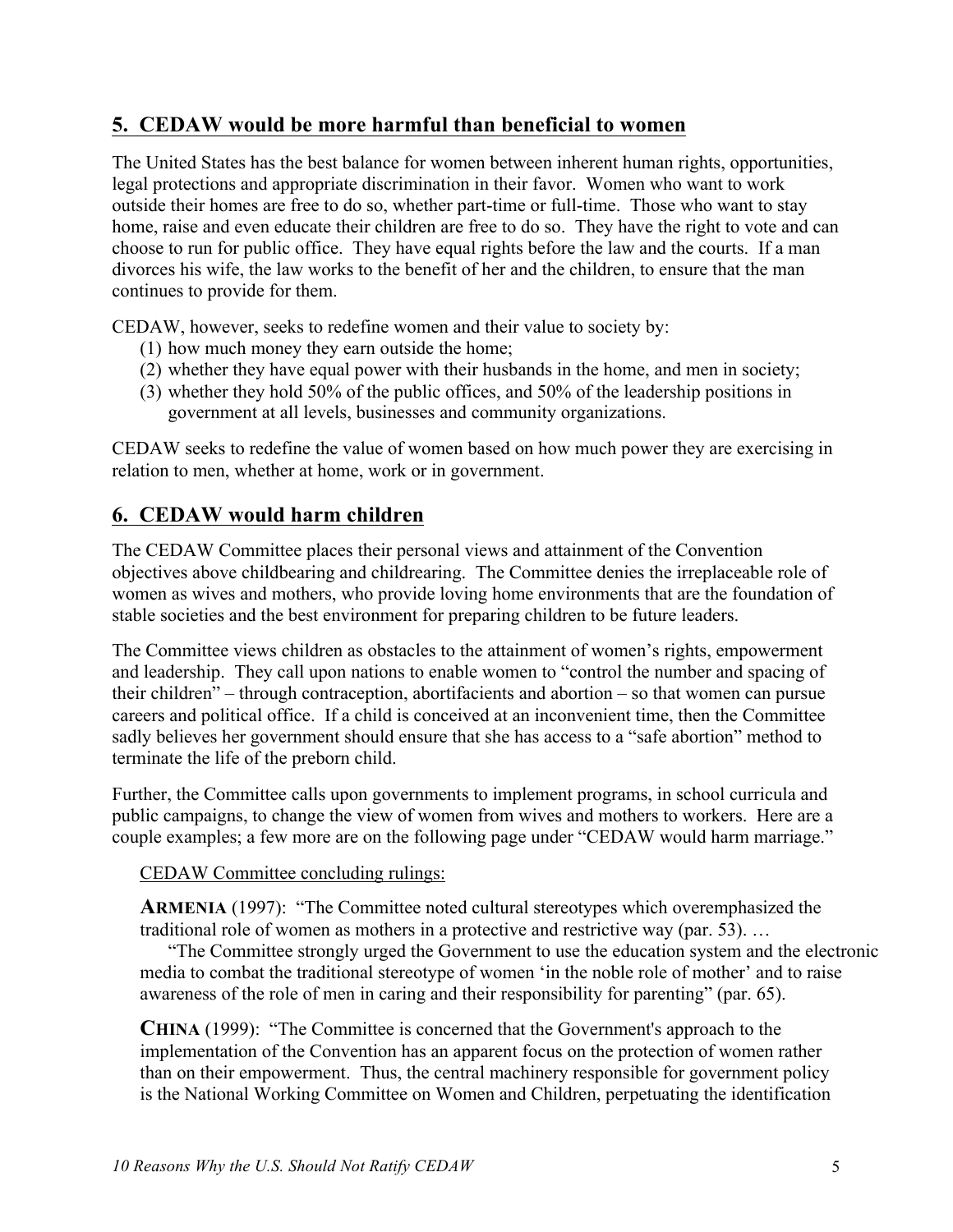## 5. CEDAW would be more harmful than beneficial to women

The United States has the best balance for women between inherent human rights, opportunities, legal protections and appropriate discrimination in their favor. Women who want to work outside their homes are free to do so, whether part-time or full-time. Those who want to stay home, raise and even educate their children are free to do so. They have the right to vote and can choose to run for public office. They have equal rights before the law and the courts. If a man divorces his wife, the law works to the benefit of her and the children, to ensure that the man continues to provide for them.

CEDAW, however, seeks to redefine women and their value to society by:

(1) how much money they earn outside the home;
(2) whether they have equal power with their husbands in the home, and men in society;
(3) whether they hold 50% of the public offices, and 50% of the leadership positions in government at all levels, businesses and community organizations.

CEDAW seeks to redefine the value of women based on how much power they are exercising in relation to men, whether at home, work or in government.

## 6. CEDAW would harm children

The CEDAW Committee places their personal views and attainment of the Convention objectives above childbearing and childrearing. The Committee denies the irreplaceable role of women as wives and mothers, who provide loving home environments that are the foundation of stable societies and the best environment for preparing children to be future leaders.

The Committee views children as obstacles to the attainment of women's rights, empowerment and leadership. They call upon nations to enable women to "control the number and spacing of their children" – through contraception, abortifacients and abortion – so that women can pursue careers and political office. If a child is conceived at an inconvenient time, then the Committee sadly believes her government should ensure that she has access to a "safe abortion" method to terminate the life of the preborn child.

Further, the Committee calls upon governments to implement programs, in school curricula and public campaigns, to change the view of women from wives and mothers to workers. Here are a couple examples; a few more are on the following page under "CEDAW would harm marriage."

<u>CEDAW Committee concluding rulings:</u>

**ARMENIA** (1997): "The Committee noted cultural stereotypes which overemphasized the traditional role of women as mothers in a protective and restrictive way (par. 53). …

"The Committee strongly urged the Government to use the education system and the electronic media to combat the traditional stereotype of women 'in the noble role of mother' and to raise awareness of the role of men in caring and their responsibility for parenting" (par. 65).

**CHINA** (1999): "The Committee is concerned that the Government's approach to the implementation of the Convention has an apparent focus on the protection of women rather than on their empowerment. Thus, the central machinery responsible for government policy is the National Working Committee on Women and Children, perpetuating the identification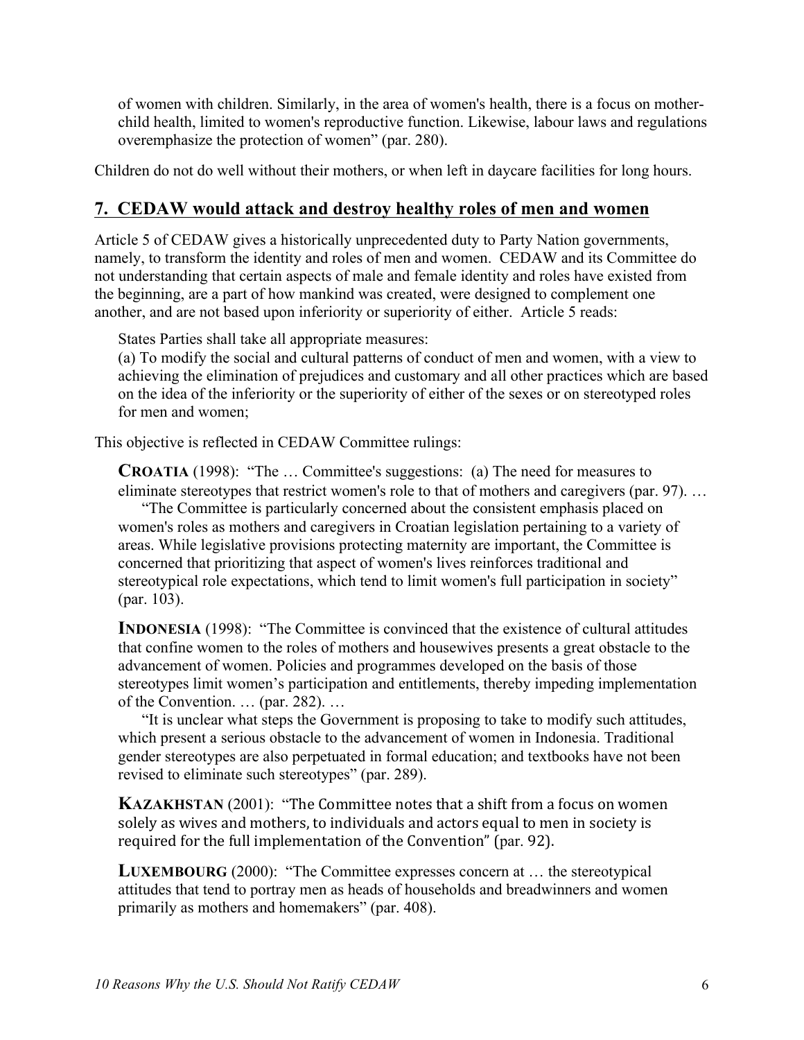of women with children. Similarly, in the area of women's health, there is a focus on mother-child health, limited to women's reproductive function. Likewise, labour laws and regulations overemphasize the protection of women" (par. 280).

Children do not do well without their mothers, or when left in daycare facilities for long hours.

## 7. CEDAW would attack and destroy healthy roles of men and women

Article 5 of CEDAW gives a historically unprecedented duty to Party Nation governments, namely, to transform the identity and roles of men and women. CEDAW and its Committee do not understanding that certain aspects of male and female identity and roles have existed from the beginning, are a part of how mankind was created, were designed to complement one another, and are not based upon inferiority or superiority of either. Article 5 reads:

> States Parties shall take all appropriate measures:
> (a) To modify the social and cultural patterns of conduct of men and women, with a view to achieving the elimination of prejudices and customary and all other practices which are based on the idea of the inferiority or the superiority of either of the sexes or on stereotyped roles for men and women;

This objective is reflected in CEDAW Committee rulings:

> **CROATIA** (1998): "The … Committee's suggestions: (a) The need for measures to eliminate stereotypes that restrict women's role to that of mothers and caregivers (par. 97). …
>
> "The Committee is particularly concerned about the consistent emphasis placed on women's roles as mothers and caregivers in Croatian legislation pertaining to a variety of areas. While legislative provisions protecting maternity are important, the Committee is concerned that prioritizing that aspect of women's lives reinforces traditional and stereotypical role expectations, which tend to limit women's full participation in society" (par. 103).

> **INDONESIA** (1998): "The Committee is convinced that the existence of cultural attitudes that confine women to the roles of mothers and housewives presents a great obstacle to the advancement of women. Policies and programmes developed on the basis of those stereotypes limit women's participation and entitlements, thereby impeding implementation of the Convention. … (par. 282). …
>
> "It is unclear what steps the Government is proposing to take to modify such attitudes, which present a serious obstacle to the advancement of women in Indonesia. Traditional gender stereotypes are also perpetuated in formal education; and textbooks have not been revised to eliminate such stereotypes" (par. 289).

> **KAZAKHSTAN** (2001): "The Committee notes that a shift from a focus on women solely as wives and mothers, to individuals and actors equal to men in society is required for the full implementation of the Convention" (par. 92).

> **LUXEMBOURG** (2000): "The Committee expresses concern at … the stereotypical attitudes that tend to portray men as heads of households and breadwinners and women primarily as mothers and homemakers" (par. 408).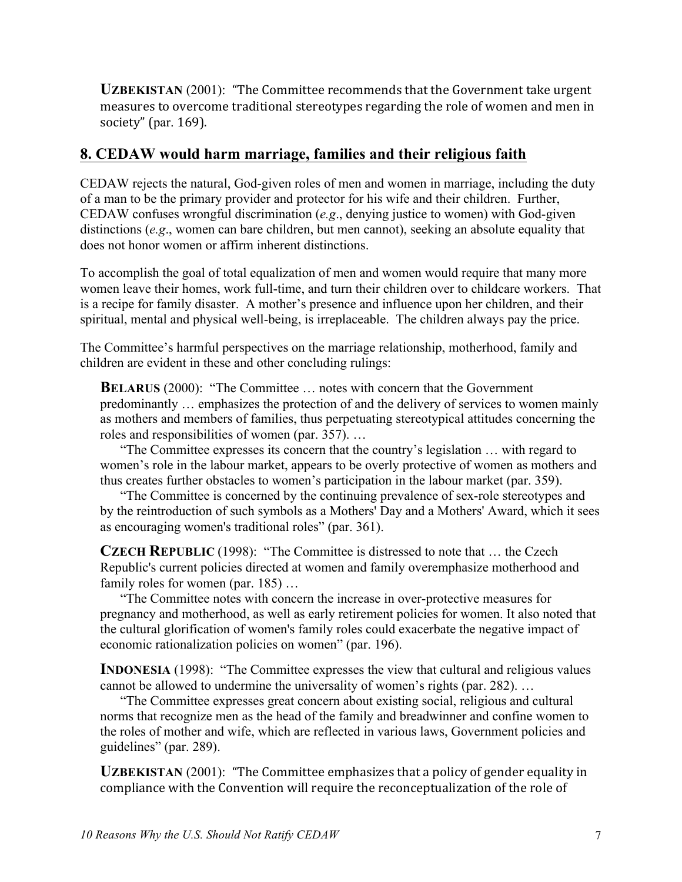**UZBEKISTAN** (2001): "The Committee recommends that the Government take urgent measures to overcome traditional stereotypes regarding the role of women and men in society" (par. 169).

## 8. CEDAW would harm marriage, families and their religious faith

CEDAW rejects the natural, God-given roles of men and women in marriage, including the duty of a man to be the primary provider and protector for his wife and their children. Further, CEDAW confuses wrongful discrimination (*e.g*., denying justice to women) with God-given distinctions (*e.g*., women can bare children, but men cannot), seeking an absolute equality that does not honor women or affirm inherent distinctions.

To accomplish the goal of total equalization of men and women would require that many more women leave their homes, work full-time, and turn their children over to childcare workers. That is a recipe for family disaster. A mother's presence and influence upon her children, and their spiritual, mental and physical well-being, is irreplaceable. The children always pay the price.

The Committee's harmful perspectives on the marriage relationship, motherhood, family and children are evident in these and other concluding rulings:

**BELARUS** (2000): "The Committee … notes with concern that the Government predominantly … emphasizes the protection of and the delivery of services to women mainly as mothers and members of families, thus perpetuating stereotypical attitudes concerning the roles and responsibilities of women (par. 357). …

"The Committee expresses its concern that the country's legislation … with regard to women's role in the labour market, appears to be overly protective of women as mothers and thus creates further obstacles to women's participation in the labour market (par. 359).

"The Committee is concerned by the continuing prevalence of sex-role stereotypes and by the reintroduction of such symbols as a Mothers' Day and a Mothers' Award, which it sees as encouraging women's traditional roles" (par. 361).

**CZECH REPUBLIC** (1998): "The Committee is distressed to note that … the Czech Republic's current policies directed at women and family overemphasize motherhood and family roles for women (par. 185) …

"The Committee notes with concern the increase in over-protective measures for pregnancy and motherhood, as well as early retirement policies for women. It also noted that the cultural glorification of women's family roles could exacerbate the negative impact of economic rationalization policies on women" (par. 196).

**INDONESIA** (1998): "The Committee expresses the view that cultural and religious values cannot be allowed to undermine the universality of women's rights (par. 282). …

"The Committee expresses great concern about existing social, religious and cultural norms that recognize men as the head of the family and breadwinner and confine women to the roles of mother and wife, which are reflected in various laws, Government policies and guidelines" (par. 289).

**UZBEKISTAN** (2001): "The Committee emphasizes that a policy of gender equality in compliance with the Convention will require the reconceptualization of the role of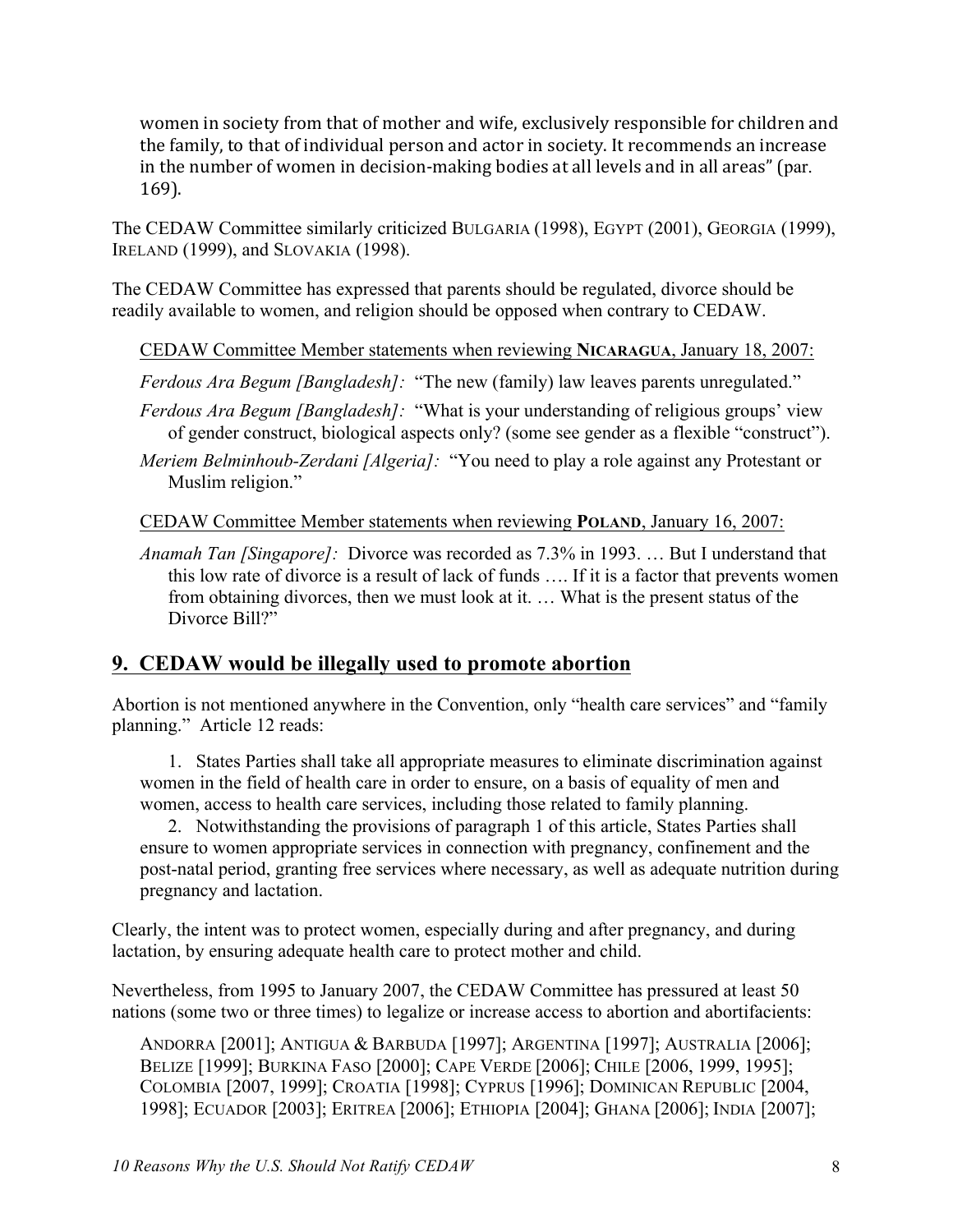women in society from that of mother and wife, exclusively responsible for children and the family, to that of individual person and actor in society. It recommends an increase in the number of women in decision-making bodies at all levels and in all areas" (par. 169).

The CEDAW Committee similarly criticized BULGARIA (1998), EGYPT (2001), GEORGIA (1999), IRELAND (1999), and SLOVAKIA (1998).

The CEDAW Committee has expressed that parents should be regulated, divorce should be readily available to women, and religion should be opposed when contrary to CEDAW.

CEDAW Committee Member statements when reviewing **NICARAGUA**, January 18, 2007:

*Ferdous Ara Begum [Bangladesh]:* "The new (family) law leaves parents unregulated."

*Ferdous Ara Begum [Bangladesh]:* "What is your understanding of religious groups' view of gender construct, biological aspects only? (some see gender as a flexible "construct").

*Meriem Belminhoub-Zerdani [Algeria]:* "You need to play a role against any Protestant or Muslim religion."

CEDAW Committee Member statements when reviewing **POLAND**, January 16, 2007:

*Anamah Tan [Singapore]:* Divorce was recorded as 7.3% in 1993. … But I understand that this low rate of divorce is a result of lack of funds …. If it is a factor that prevents women from obtaining divorces, then we must look at it. … What is the present status of the Divorce Bill?"

## 9. CEDAW would be illegally used to promote abortion

Abortion is not mentioned anywhere in the Convention, only "health care services" and "family planning." Article 12 reads:

1. States Parties shall take all appropriate measures to eliminate discrimination against women in the field of health care in order to ensure, on a basis of equality of men and women, access to health care services, including those related to family planning.
2. Notwithstanding the provisions of paragraph 1 of this article, States Parties shall ensure to women appropriate services in connection with pregnancy, confinement and the post-natal period, granting free services where necessary, as well as adequate nutrition during pregnancy and lactation.

Clearly, the intent was to protect women, especially during and after pregnancy, and during lactation, by ensuring adequate health care to protect mother and child.

Nevertheless, from 1995 to January 2007, the CEDAW Committee has pressured at least 50 nations (some two or three times) to legalize or increase access to abortion and abortifacients:

ANDORRA [2001]; ANTIGUA & BARBUDA [1997]; ARGENTINA [1997]; AUSTRALIA [2006]; BELIZE [1999]; BURKINA FASO [2000]; CAPE VERDE [2006]; CHILE [2006, 1999, 1995]; COLOMBIA [2007, 1999]; CROATIA [1998]; CYPRUS [1996]; DOMINICAN REPUBLIC [2004, 1998]; ECUADOR [2003]; ERITREA [2006]; ETHIOPIA [2004]; GHANA [2006]; INDIA [2007];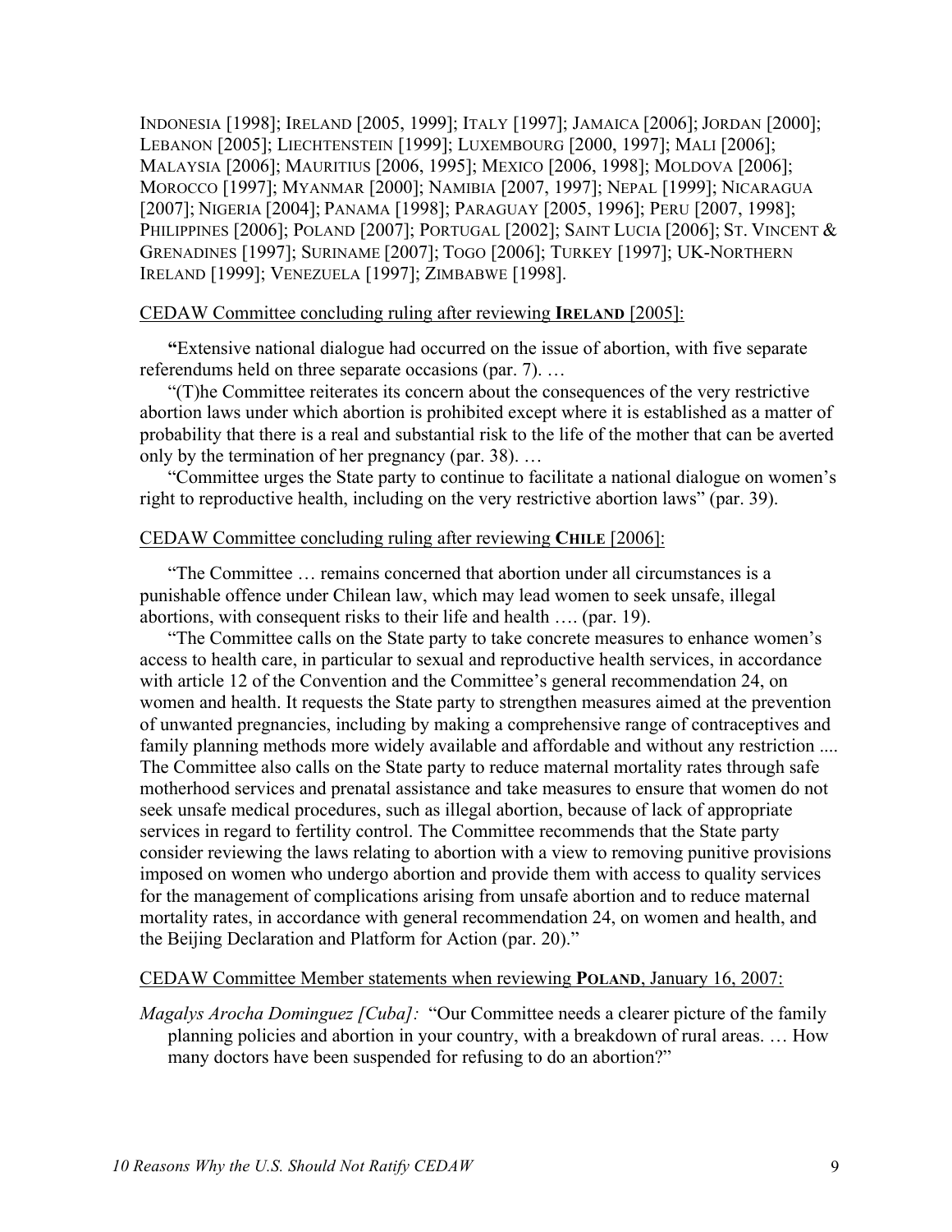INDONESIA [1998]; IRELAND [2005, 1999]; ITALY [1997]; JAMAICA [2006]; JORDAN [2000]; LEBANON [2005]; LIECHTENSTEIN [1999]; LUXEMBOURG [2000, 1997]; MALI [2006]; MALAYSIA [2006]; MAURITIUS [2006, 1995]; MEXICO [2006, 1998]; MOLDOVA [2006]; MOROCCO [1997]; MYANMAR [2000]; NAMIBIA [2007, 1997]; NEPAL [1999]; NICARAGUA [2007]; NIGERIA [2004]; PANAMA [1998]; PARAGUAY [2005, 1996]; PERU [2007, 1998]; PHILIPPINES [2006]; POLAND [2007]; PORTUGAL [2002]; SAINT LUCIA [2006]; ST. VINCENT & GRENADINES [1997]; SURINAME [2007]; TOGO [2006]; TURKEY [1997]; UK-NORTHERN IRELAND [1999]; VENEZUELA [1997]; ZIMBABWE [1998].

CEDAW Committee concluding ruling after reviewing **IRELAND** [2005]:

**"**Extensive national dialogue had occurred on the issue of abortion, with five separate referendums held on three separate occasions (par. 7). …

"(T)he Committee reiterates its concern about the consequences of the very restrictive abortion laws under which abortion is prohibited except where it is established as a matter of probability that there is a real and substantial risk to the life of the mother that can be averted only by the termination of her pregnancy (par. 38). …

"Committee urges the State party to continue to facilitate a national dialogue on women's right to reproductive health, including on the very restrictive abortion laws" (par. 39).

CEDAW Committee concluding ruling after reviewing **CHILE** [2006]:

"The Committee … remains concerned that abortion under all circumstances is a punishable offence under Chilean law, which may lead women to seek unsafe, illegal abortions, with consequent risks to their life and health …. (par. 19).

"The Committee calls on the State party to take concrete measures to enhance women's access to health care, in particular to sexual and reproductive health services, in accordance with article 12 of the Convention and the Committee's general recommendation 24, on women and health. It requests the State party to strengthen measures aimed at the prevention of unwanted pregnancies, including by making a comprehensive range of contraceptives and family planning methods more widely available and affordable and without any restriction .... The Committee also calls on the State party to reduce maternal mortality rates through safe motherhood services and prenatal assistance and take measures to ensure that women do not seek unsafe medical procedures, such as illegal abortion, because of lack of appropriate services in regard to fertility control. The Committee recommends that the State party consider reviewing the laws relating to abortion with a view to removing punitive provisions imposed on women who undergo abortion and provide them with access to quality services for the management of complications arising from unsafe abortion and to reduce maternal mortality rates, in accordance with general recommendation 24, on women and health, and the Beijing Declaration and Platform for Action (par. 20)."

CEDAW Committee Member statements when reviewing **POLAND**, January 16, 2007:

*Magalys Arocha Dominguez [Cuba]:* "Our Committee needs a clearer picture of the family planning policies and abortion in your country, with a breakdown of rural areas. … How many doctors have been suspended for refusing to do an abortion?"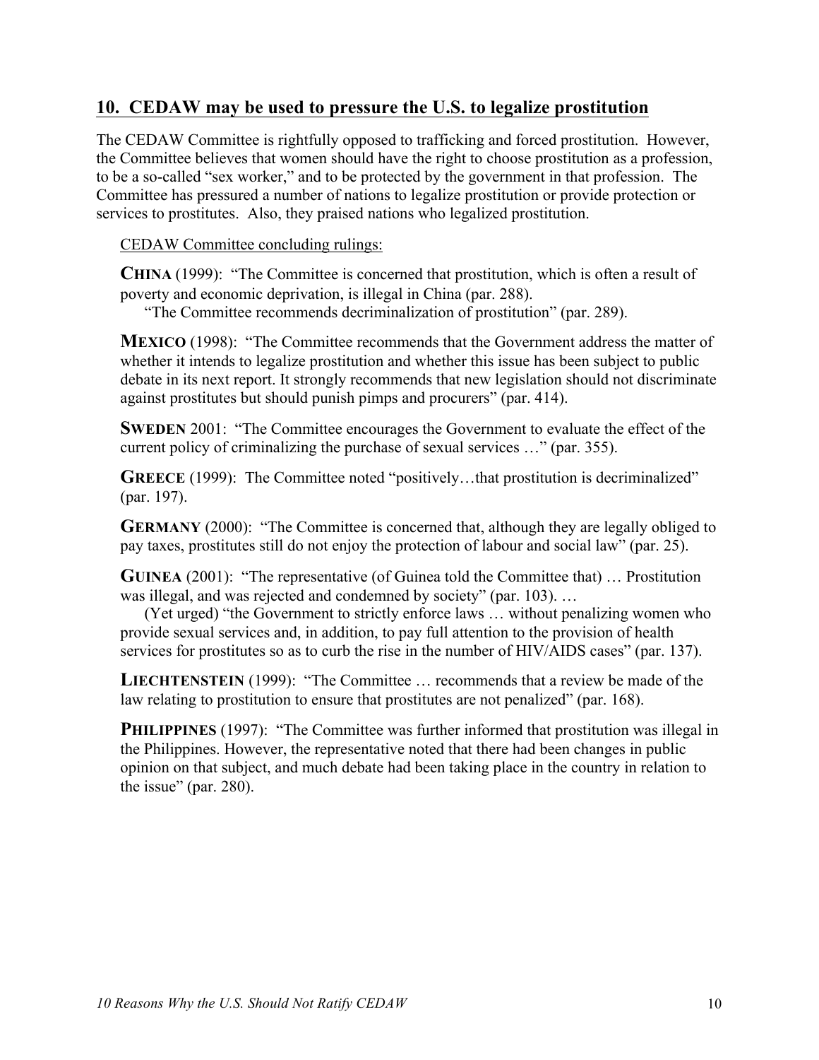## 10. CEDAW may be used to pressure the U.S. to legalize prostitution

The CEDAW Committee is rightfully opposed to trafficking and forced prostitution. However, the Committee believes that women should have the right to choose prostitution as a profession, to be a so-called "sex worker," and to be protected by the government in that profession. The Committee has pressured a number of nations to legalize prostitution or provide protection or services to prostitutes. Also, they praised nations who legalized prostitution.

CEDAW Committee concluding rulings:

**CHINA** (1999): "The Committee is concerned that prostitution, which is often a result of poverty and economic deprivation, is illegal in China (par. 288).
"The Committee recommends decriminalization of prostitution" (par. 289).

**MEXICO** (1998): "The Committee recommends that the Government address the matter of whether it intends to legalize prostitution and whether this issue has been subject to public debate in its next report. It strongly recommends that new legislation should not discriminate against prostitutes but should punish pimps and procurers" (par. 414).

**SWEDEN** 2001: "The Committee encourages the Government to evaluate the effect of the current policy of criminalizing the purchase of sexual services …" (par. 355).

**GREECE** (1999): The Committee noted "positively…that prostitution is decriminalized" (par. 197).

**GERMANY** (2000): "The Committee is concerned that, although they are legally obliged to pay taxes, prostitutes still do not enjoy the protection of labour and social law" (par. 25).

**GUINEA** (2001): "The representative (of Guinea told the Committee that) … Prostitution was illegal, and was rejected and condemned by society" (par. 103). …
(Yet urged) "the Government to strictly enforce laws … without penalizing women who provide sexual services and, in addition, to pay full attention to the provision of health services for prostitutes so as to curb the rise in the number of HIV/AIDS cases" (par. 137).

**LIECHTENSTEIN** (1999): "The Committee … recommends that a review be made of the law relating to prostitution to ensure that prostitutes are not penalized" (par. 168).

**PHILIPPINES** (1997): "The Committee was further informed that prostitution was illegal in the Philippines. However, the representative noted that there had been changes in public opinion on that subject, and much debate had been taking place in the country in relation to the issue" (par. 280).